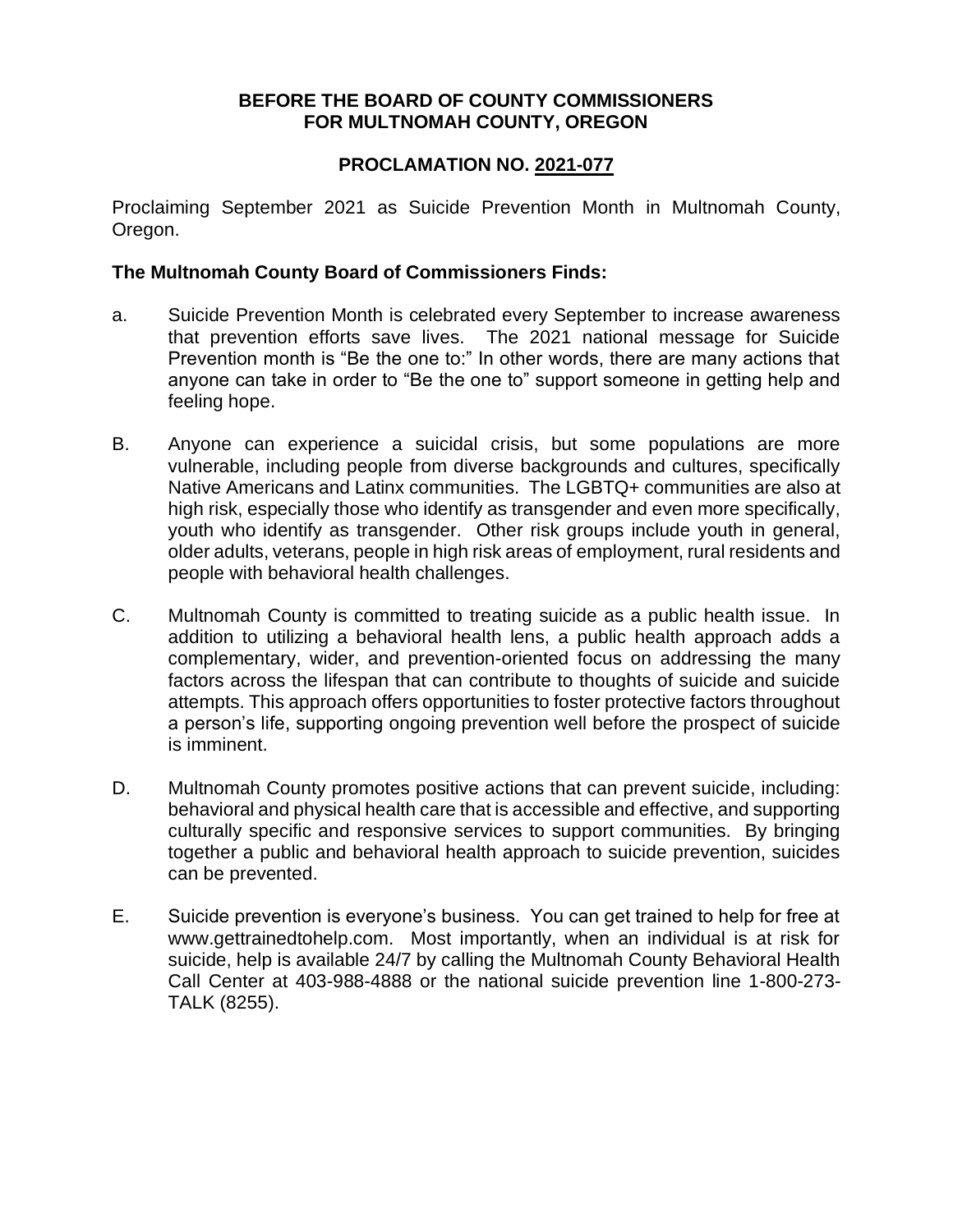**BEFORE THE BOARD OF COUNTY COMMISSIONERS**
**FOR MULTNOMAH COUNTY, OREGON**

**PROCLAMATION NO. 2021-077**

Proclaiming September 2021 as Suicide Prevention Month in Multnomah County, Oregon.

**The Multnomah County Board of Commissioners Finds:**

a. Suicide Prevention Month is celebrated every September to increase awareness that prevention efforts save lives. The 2021 national message for Suicide Prevention month is "Be the one to:" In other words, there are many actions that anyone can take in order to "Be the one to" support someone in getting help and feeling hope.

B. Anyone can experience a suicidal crisis, but some populations are more vulnerable, including people from diverse backgrounds and cultures, specifically Native Americans and Latinx communities. The LGBTQ+ communities are also at high risk, especially those who identify as transgender and even more specifically, youth who identify as transgender. Other risk groups include youth in general, older adults, veterans, people in high risk areas of employment, rural residents and people with behavioral health challenges.

C. Multnomah County is committed to treating suicide as a public health issue. In addition to utilizing a behavioral health lens, a public health approach adds a complementary, wider, and prevention-oriented focus on addressing the many factors across the lifespan that can contribute to thoughts of suicide and suicide attempts. This approach offers opportunities to foster protective factors throughout a person's life, supporting ongoing prevention well before the prospect of suicide is imminent.

D. Multnomah County promotes positive actions that can prevent suicide, including: behavioral and physical health care that is accessible and effective, and supporting culturally specific and responsive services to support communities. By bringing together a public and behavioral health approach to suicide prevention, suicides can be prevented.

E. Suicide prevention is everyone's business. You can get trained to help for free at www.gettrainedtohelp.com. Most importantly, when an individual is at risk for suicide, help is available 24/7 by calling the Multnomah County Behavioral Health Call Center at 403-988-4888 or the national suicide prevention line 1-800-273-TALK (8255).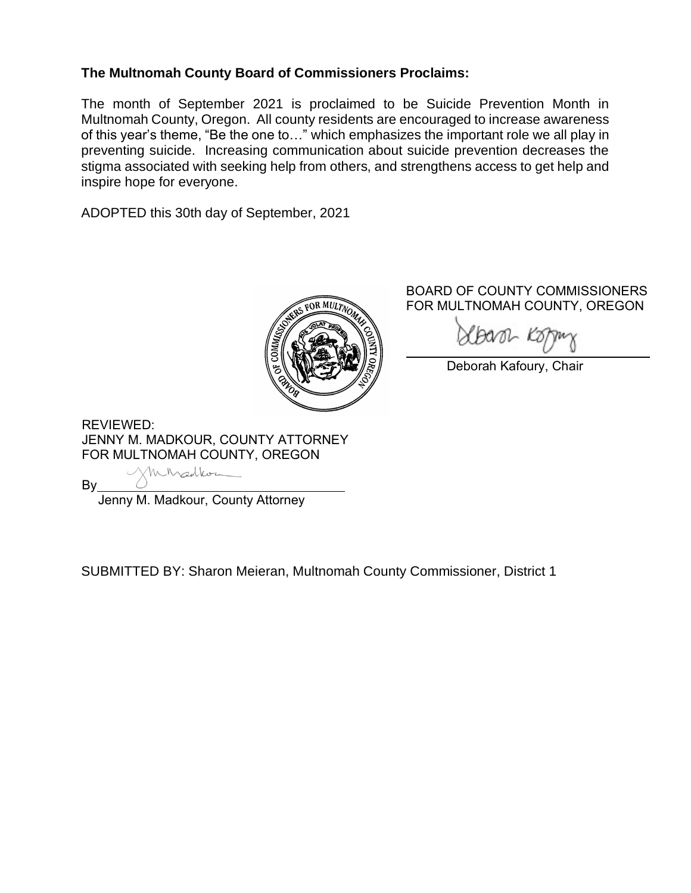**The Multnomah County Board of Commissioners Proclaims:**

The month of September 2021 is proclaimed to be Suicide Prevention Month in Multnomah County, Oregon. All county residents are encouraged to increase awareness of this year's theme, "Be the one to…" which emphasizes the important role we all play in preventing suicide. Increasing communication about suicide prevention decreases the stigma associated with seeking help from others, and strengthens access to get help and inspire hope for everyone.

ADOPTED this 30th day of September, 2021

BOARD OF COUNTY COMMISSIONERS
FOR MULTNOMAH COUNTY, OREGON

Deborah Kafoury, Chair

REVIEWED:
JENNY M. MADKOUR, COUNTY ATTORNEY
FOR MULTNOMAH COUNTY, OREGON

By
Jenny M. Madkour, County Attorney

SUBMITTED BY: Sharon Meieran, Multnomah County Commissioner, District 1